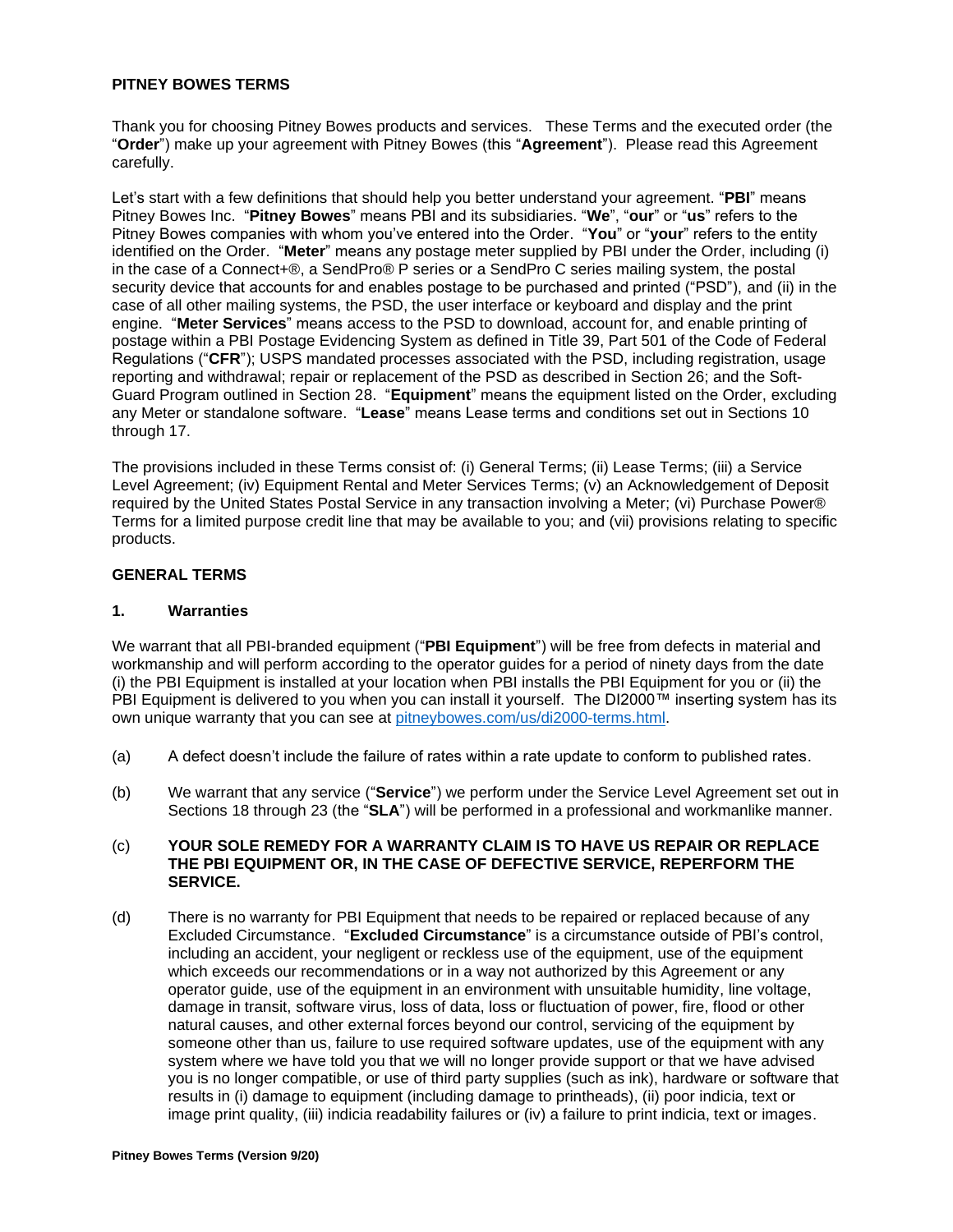# PITNEY BOWES TERMS

Thank you for choosing Pitney Bowes products and services. These Terms and the executed order (the "**Order**") make up your agreement with Pitney Bowes (this "**Agreement**"). Please read this Agreement carefully.

Let's start with a few definitions that should help you better understand your agreement. "**PBI**" means Pitney Bowes Inc. "**Pitney Bowes**" means PBI and its subsidiaries. "**We**", "**our**" or "**us**" refers to the Pitney Bowes companies with whom you've entered into the Order. "**You**" or "**your**" refers to the entity identified on the Order. "**Meter**" means any postage meter supplied by PBI under the Order, including (i) in the case of a Connect+®, a SendPro® P series or a SendPro C series mailing system, the postal security device that accounts for and enables postage to be purchased and printed ("PSD"), and (ii) in the case of all other mailing systems, the PSD, the user interface or keyboard and display and the print engine. "**Meter Services**" means access to the PSD to download, account for, and enable printing of postage within a PBI Postage Evidencing System as defined in Title 39, Part 501 of the Code of Federal Regulations ("**CFR**"); USPS mandated processes associated with the PSD, including registration, usage reporting and withdrawal; repair or replacement of the PSD as described in Section 26; and the Soft-Guard Program outlined in Section 28. "**Equipment**" means the equipment listed on the Order, excluding any Meter or standalone software. "**Lease**" means Lease terms and conditions set out in Sections 10 through 17.

The provisions included in these Terms consist of: (i) General Terms; (ii) Lease Terms; (iii) a Service Level Agreement; (iv) Equipment Rental and Meter Services Terms; (v) an Acknowledgement of Deposit required by the United States Postal Service in any transaction involving a Meter; (vi) Purchase Power® Terms for a limited purpose credit line that may be available to you; and (vii) provisions relating to specific products.

## GENERAL TERMS

### 1. Warranties

We warrant that all PBI-branded equipment ("**PBI Equipment**") will be free from defects in material and workmanship and will perform according to the operator guides for a period of ninety days from the date (i) the PBI Equipment is installed at your location when PBI installs the PBI Equipment for you or (ii) the PBI Equipment is delivered to you when you can install it yourself. The DI2000™ inserting system has its own unique warranty that you can see at [pitneybowes.com/us/di2000-terms.html](pitneybowes.com/us/di2000-terms.html).

(a) A defect doesn't include the failure of rates within a rate update to conform to published rates.

(b) We warrant that any service ("**Service**") we perform under the Service Level Agreement set out in Sections 18 through 23 (the "**SLA**") will be performed in a professional and workmanlike manner.

(c) **YOUR SOLE REMEDY FOR A WARRANTY CLAIM IS TO HAVE US REPAIR OR REPLACE THE PBI EQUIPMENT OR, IN THE CASE OF DEFECTIVE SERVICE, REPERFORM THE SERVICE.**

(d) There is no warranty for PBI Equipment that needs to be repaired or replaced because of any Excluded Circumstance. "**Excluded Circumstance**" is a circumstance outside of PBI's control, including an accident, your negligent or reckless use of the equipment, use of the equipment which exceeds our recommendations or in a way not authorized by this Agreement or any operator guide, use of the equipment in an environment with unsuitable humidity, line voltage, damage in transit, software virus, loss of data, loss or fluctuation of power, fire, flood or other natural causes, and other external forces beyond our control, servicing of the equipment by someone other than us, failure to use required software updates, use of the equipment with any system where we have told you that we will no longer provide support or that we have advised you is no longer compatible, or use of third party supplies (such as ink), hardware or software that results in (i) damage to equipment (including damage to printheads), (ii) poor indicia, text or image print quality, (iii) indicia readability failures or (iv) a failure to print indicia, text or images.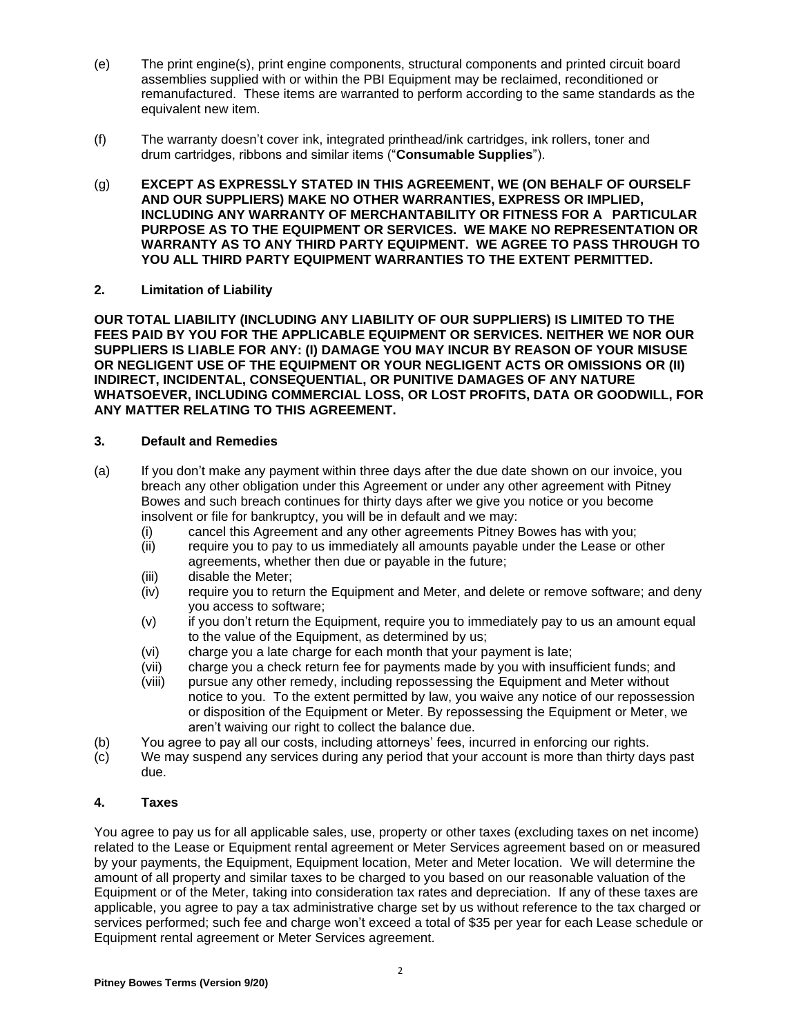(e) The print engine(s), print engine components, structural components and printed circuit board assemblies supplied with or within the PBI Equipment may be reclaimed, reconditioned or remanufactured. These items are warranted to perform according to the same standards as the equivalent new item.

(f) The warranty doesn't cover ink, integrated printhead/ink cartridges, ink rollers, toner and drum cartridges, ribbons and similar items ("**Consumable Supplies**").

(g) **EXCEPT AS EXPRESSLY STATED IN THIS AGREEMENT, WE (ON BEHALF OF OURSELF AND OUR SUPPLIERS) MAKE NO OTHER WARRANTIES, EXPRESS OR IMPLIED, INCLUDING ANY WARRANTY OF MERCHANTABILITY OR FITNESS FOR A PARTICULAR PURPOSE AS TO THE EQUIPMENT OR SERVICES. WE MAKE NO REPRESENTATION OR WARRANTY AS TO ANY THIRD PARTY EQUIPMENT. WE AGREE TO PASS THROUGH TO YOU ALL THIRD PARTY EQUIPMENT WARRANTIES TO THE EXTENT PERMITTED.**

## 2. Limitation of Liability

**OUR TOTAL LIABILITY (INCLUDING ANY LIABILITY OF OUR SUPPLIERS) IS LIMITED TO THE FEES PAID BY YOU FOR THE APPLICABLE EQUIPMENT OR SERVICES. NEITHER WE NOR OUR SUPPLIERS IS LIABLE FOR ANY: (I) DAMAGE YOU MAY INCUR BY REASON OF YOUR MISUSE OR NEGLIGENT USE OF THE EQUIPMENT OR YOUR NEGLIGENT ACTS OR OMISSIONS OR (II) INDIRECT, INCIDENTAL, CONSEQUENTIAL, OR PUNITIVE DAMAGES OF ANY NATURE WHATSOEVER, INCLUDING COMMERCIAL LOSS, OR LOST PROFITS, DATA OR GOODWILL, FOR ANY MATTER RELATING TO THIS AGREEMENT.**

## 3. Default and Remedies

(a) If you don't make any payment within three days after the due date shown on our invoice, you breach any other obligation under this Agreement or under any other agreement with Pitney Bowes and such breach continues for thirty days after we give you notice or you become insolvent or file for bankruptcy, you will be in default and we may:

- (i) cancel this Agreement and any other agreements Pitney Bowes has with you;
- (ii) require you to pay to us immediately all amounts payable under the Lease or other agreements, whether then due or payable in the future;
- (iii) disable the Meter;
- (iv) require you to return the Equipment and Meter, and delete or remove software; and deny you access to software;
- (v) if you don't return the Equipment, require you to immediately pay to us an amount equal to the value of the Equipment, as determined by us;
- (vi) charge you a late charge for each month that your payment is late;
- (vii) charge you a check return fee for payments made by you with insufficient funds; and
- (viii) pursue any other remedy, including repossessing the Equipment and Meter without notice to you. To the extent permitted by law, you waive any notice of our repossession or disposition of the Equipment or Meter. By repossessing the Equipment or Meter, we aren't waiving our right to collect the balance due.

(b) You agree to pay all our costs, including attorneys' fees, incurred in enforcing our rights.

(c) We may suspend any services during any period that your account is more than thirty days past due.

## 4. Taxes

You agree to pay us for all applicable sales, use, property or other taxes (excluding taxes on net income) related to the Lease or Equipment rental agreement or Meter Services agreement based on or measured by your payments, the Equipment, Equipment location, Meter and Meter location. We will determine the amount of all property and similar taxes to be charged to you based on our reasonable valuation of the Equipment or of the Meter, taking into consideration tax rates and depreciation. If any of these taxes are applicable, you agree to pay a tax administrative charge set by us without reference to the tax charged or services performed; such fee and charge won't exceed a total of $35 per year for each Lease schedule or Equipment rental agreement or Meter Services agreement.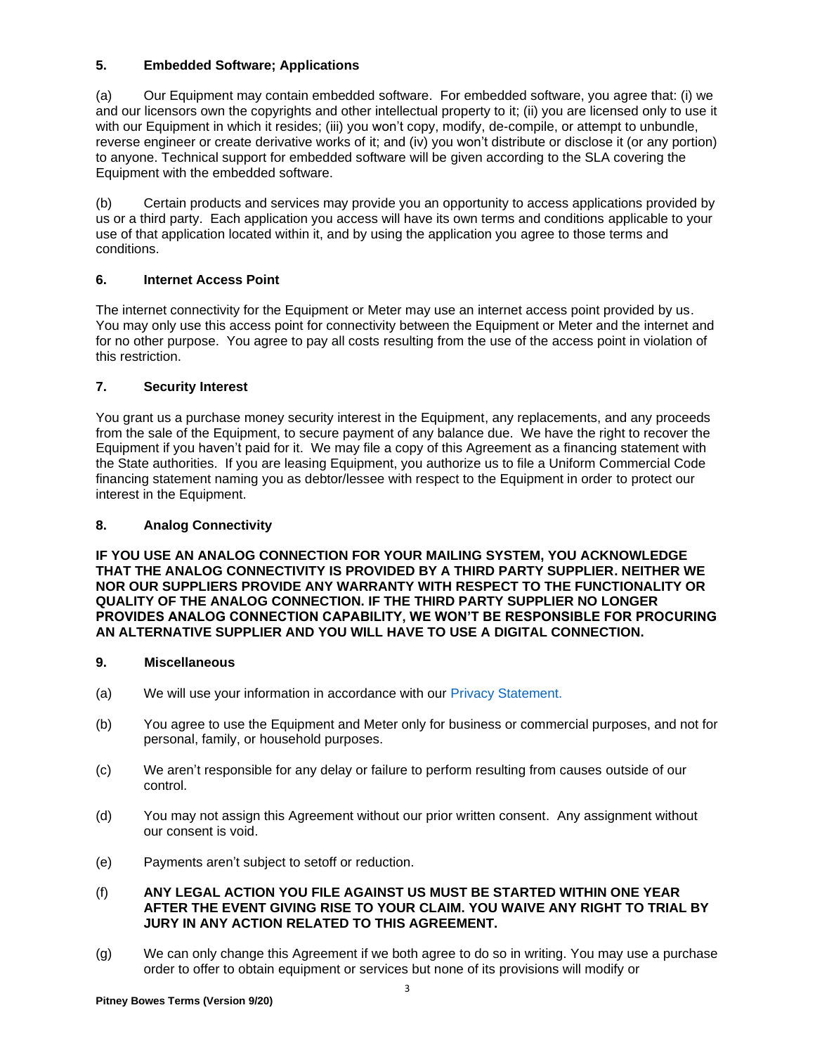## 5. Embedded Software; Applications

(a) Our Equipment may contain embedded software. For embedded software, you agree that: (i) we and our licensors own the copyrights and other intellectual property to it; (ii) you are licensed only to use it with our Equipment in which it resides; (iii) you won't copy, modify, de-compile, or attempt to unbundle, reverse engineer or create derivative works of it; and (iv) you won't distribute or disclose it (or any portion) to anyone. Technical support for embedded software will be given according to the SLA covering the Equipment with the embedded software.

(b) Certain products and services may provide you an opportunity to access applications provided by us or a third party. Each application you access will have its own terms and conditions applicable to your use of that application located within it, and by using the application you agree to those terms and conditions.

## 6. Internet Access Point

The internet connectivity for the Equipment or Meter may use an internet access point provided by us. You may only use this access point for connectivity between the Equipment or Meter and the internet and for no other purpose. You agree to pay all costs resulting from the use of the access point in violation of this restriction.

## 7. Security Interest

You grant us a purchase money security interest in the Equipment, any replacements, and any proceeds from the sale of the Equipment, to secure payment of any balance due. We have the right to recover the Equipment if you haven't paid for it. We may file a copy of this Agreement as a financing statement with the State authorities. If you are leasing Equipment, you authorize us to file a Uniform Commercial Code financing statement naming you as debtor/lessee with respect to the Equipment in order to protect our interest in the Equipment.

## 8. Analog Connectivity

**IF YOU USE AN ANALOG CONNECTION FOR YOUR MAILING SYSTEM, YOU ACKNOWLEDGE THAT THE ANALOG CONNECTIVITY IS PROVIDED BY A THIRD PARTY SUPPLIER. NEITHER WE NOR OUR SUPPLIERS PROVIDE ANY WARRANTY WITH RESPECT TO THE FUNCTIONALITY OR QUALITY OF THE ANALOG CONNECTION. IF THE THIRD PARTY SUPPLIER NO LONGER PROVIDES ANALOG CONNECTION CAPABILITY, WE WON'T BE RESPONSIBLE FOR PROCURING AN ALTERNATIVE SUPPLIER AND YOU WILL HAVE TO USE A DIGITAL CONNECTION.**

## 9. Miscellaneous

(a) We will use your information in accordance with our Privacy Statement.

(b) You agree to use the Equipment and Meter only for business or commercial purposes, and not for personal, family, or household purposes.

(c) We aren't responsible for any delay or failure to perform resulting from causes outside of our control.

(d) You may not assign this Agreement without our prior written consent. Any assignment without our consent is void.

(e) Payments aren't subject to setoff or reduction.

(f) **ANY LEGAL ACTION YOU FILE AGAINST US MUST BE STARTED WITHIN ONE YEAR AFTER THE EVENT GIVING RISE TO YOUR CLAIM. YOU WAIVE ANY RIGHT TO TRIAL BY JURY IN ANY ACTION RELATED TO THIS AGREEMENT.**

(g) We can only change this Agreement if we both agree to do so in writing. You may use a purchase order to offer to obtain equipment or services but none of its provisions will modify or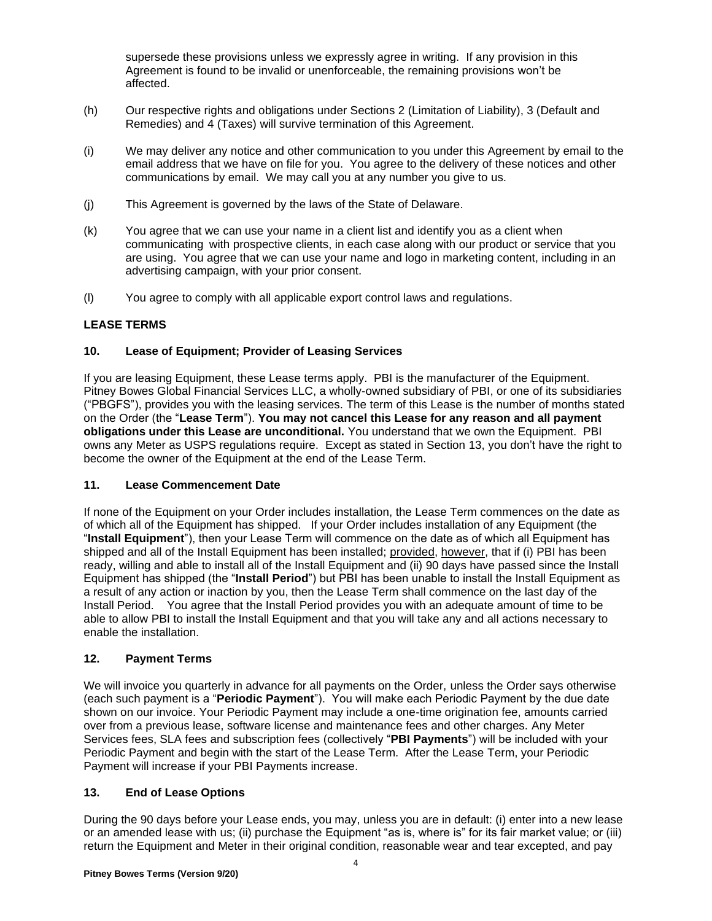supersede these provisions unless we expressly agree in writing. If any provision in this Agreement is found to be invalid or unenforceable, the remaining provisions won't be affected.

(h) Our respective rights and obligations under Sections 2 (Limitation of Liability), 3 (Default and Remedies) and 4 (Taxes) will survive termination of this Agreement.

(i) We may deliver any notice and other communication to you under this Agreement by email to the email address that we have on file for you. You agree to the delivery of these notices and other communications by email. We may call you at any number you give to us.

(j) This Agreement is governed by the laws of the State of Delaware.

(k) You agree that we can use your name in a client list and identify you as a client when communicating with prospective clients, in each case along with our product or service that you are using. You agree that we can use your name and logo in marketing content, including in an advertising campaign, with your prior consent.

(l) You agree to comply with all applicable export control laws and regulations.

## LEASE TERMS

### 10. Lease of Equipment; Provider of Leasing Services

If you are leasing Equipment, these Lease terms apply. PBI is the manufacturer of the Equipment. Pitney Bowes Global Financial Services LLC, a wholly-owned subsidiary of PBI, or one of its subsidiaries ("PBGFS"), provides you with the leasing services. The term of this Lease is the number of months stated on the Order (the "**Lease Term**"). **You may not cancel this Lease for any reason and all payment obligations under this Lease are unconditional.** You understand that we own the Equipment. PBI owns any Meter as USPS regulations require. Except as stated in Section 13, you don't have the right to become the owner of the Equipment at the end of the Lease Term.

### 11. Lease Commencement Date

If none of the Equipment on your Order includes installation, the Lease Term commences on the date as of which all of the Equipment has shipped. If your Order includes installation of any Equipment (the "**Install Equipment**"), then your Lease Term will commence on the date as of which all Equipment has shipped and all of the Install Equipment has been installed; provided, however, that if (i) PBI has been ready, willing and able to install all of the Install Equipment and (ii) 90 days have passed since the Install Equipment has shipped (the "**Install Period**") but PBI has been unable to install the Install Equipment as a result of any action or inaction by you, then the Lease Term shall commence on the last day of the Install Period. You agree that the Install Period provides you with an adequate amount of time to be able to allow PBI to install the Install Equipment and that you will take any and all actions necessary to enable the installation.

### 12. Payment Terms

We will invoice you quarterly in advance for all payments on the Order, unless the Order says otherwise (each such payment is a "**Periodic Payment**"). You will make each Periodic Payment by the due date shown on our invoice. Your Periodic Payment may include a one-time origination fee, amounts carried over from a previous lease, software license and maintenance fees and other charges. Any Meter Services fees, SLA fees and subscription fees (collectively "**PBI Payments**") will be included with your Periodic Payment and begin with the start of the Lease Term. After the Lease Term, your Periodic Payment will increase if your PBI Payments increase.

### 13. End of Lease Options

During the 90 days before your Lease ends, you may, unless you are in default: (i) enter into a new lease or an amended lease with us; (ii) purchase the Equipment "as is, where is" for its fair market value; or (iii) return the Equipment and Meter in their original condition, reasonable wear and tear excepted, and pay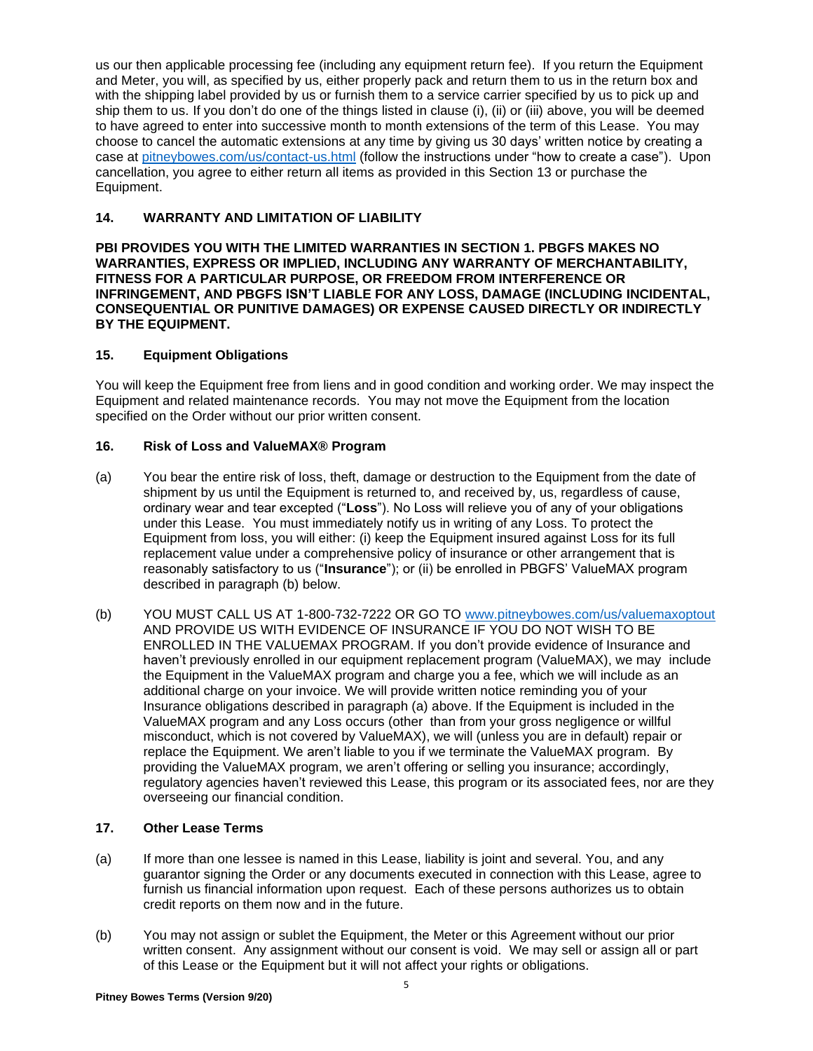us our then applicable processing fee (including any equipment return fee). If you return the Equipment and Meter, you will, as specified by us, either properly pack and return them to us in the return box and with the shipping label provided by us or furnish them to a service carrier specified by us to pick up and ship them to us. If you don't do one of the things listed in clause (i), (ii) or (iii) above, you will be deemed to have agreed to enter into successive month to month extensions of the term of this Lease. You may choose to cancel the automatic extensions at any time by giving us 30 days' written notice by creating a case at [pitneybowes.com/us/contact-us.html](pitneybowes.com/us/contact-us.html) (follow the instructions under "how to create a case"). Upon cancellation, you agree to either return all items as provided in this Section 13 or purchase the Equipment.

### 14. WARRANTY AND LIMITATION OF LIABILITY

**PBI PROVIDES YOU WITH THE LIMITED WARRANTIES IN SECTION 1. PBGFS MAKES NO WARRANTIES, EXPRESS OR IMPLIED, INCLUDING ANY WARRANTY OF MERCHANTABILITY, FITNESS FOR A PARTICULAR PURPOSE, OR FREEDOM FROM INTERFERENCE OR INFRINGEMENT, AND PBGFS ISN'T LIABLE FOR ANY LOSS, DAMAGE (INCLUDING INCIDENTAL, CONSEQUENTIAL OR PUNITIVE DAMAGES) OR EXPENSE CAUSED DIRECTLY OR INDIRECTLY BY THE EQUIPMENT.**

### 15. Equipment Obligations

You will keep the Equipment free from liens and in good condition and working order. We may inspect the Equipment and related maintenance records. You may not move the Equipment from the location specified on the Order without our prior written consent.

### 16. Risk of Loss and ValueMAX® Program

(a) You bear the entire risk of loss, theft, damage or destruction to the Equipment from the date of shipment by us until the Equipment is returned to, and received by, us, regardless of cause, ordinary wear and tear excepted ("**Loss**"). No Loss will relieve you of any of your obligations under this Lease. You must immediately notify us in writing of any Loss. To protect the Equipment from loss, you will either: (i) keep the Equipment insured against Loss for its full replacement value under a comprehensive policy of insurance or other arrangement that is reasonably satisfactory to us ("**Insurance**"); or (ii) be enrolled in PBGFS' ValueMAX program described in paragraph (b) below.

(b) YOU MUST CALL US AT 1-800-732-7222 OR GO TO [www.pitneybowes.com/us/valuemaxoptout](www.pitneybowes.com/us/valuemaxoptout) AND PROVIDE US WITH EVIDENCE OF INSURANCE IF YOU DO NOT WISH TO BE ENROLLED IN THE VALUEMAX PROGRAM. If you don't provide evidence of Insurance and haven't previously enrolled in our equipment replacement program (ValueMAX), we may include the Equipment in the ValueMAX program and charge you a fee, which we will include as an additional charge on your invoice. We will provide written notice reminding you of your Insurance obligations described in paragraph (a) above. If the Equipment is included in the ValueMAX program and any Loss occurs (other than from your gross negligence or willful misconduct, which is not covered by ValueMAX), we will (unless you are in default) repair or replace the Equipment. We aren't liable to you if we terminate the ValueMAX program. By providing the ValueMAX program, we aren't offering or selling you insurance; accordingly, regulatory agencies haven't reviewed this Lease, this program or its associated fees, nor are they overseeing our financial condition.

### 17. Other Lease Terms

(a) If more than one lessee is named in this Lease, liability is joint and several. You, and any guarantor signing the Order or any documents executed in connection with this Lease, agree to furnish us financial information upon request. Each of these persons authorizes us to obtain credit reports on them now and in the future.

(b) You may not assign or sublet the Equipment, the Meter or this Agreement without our prior written consent. Any assignment without our consent is void. We may sell or assign all or part of this Lease or the Equipment but it will not affect your rights or obligations.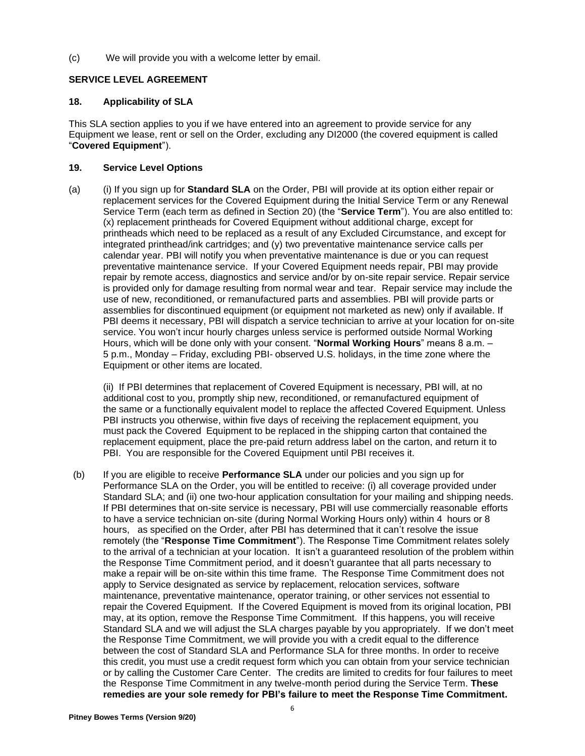(c) We will provide you with a welcome letter by email.

## SERVICE LEVEL AGREEMENT

### 18. Applicability of SLA

This SLA section applies to you if we have entered into an agreement to provide service for any Equipment we lease, rent or sell on the Order, excluding any DI2000 (the covered equipment is called "**Covered Equipment**").

### 19. Service Level Options

(a) (i) If you sign up for **Standard SLA** on the Order, PBI will provide at its option either repair or replacement services for the Covered Equipment during the Initial Service Term or any Renewal Service Term (each term as defined in Section 20) (the "**Service Term**"). You are also entitled to: (x) replacement printheads for Covered Equipment without additional charge, except for printheads which need to be replaced as a result of any Excluded Circumstance, and except for integrated printhead/ink cartridges; and (y) two preventative maintenance service calls per calendar year. PBI will notify you when preventative maintenance is due or you can request preventative maintenance service. If your Covered Equipment needs repair, PBI may provide repair by remote access, diagnostics and service and/or by on-site repair service. Repair service is provided only for damage resulting from normal wear and tear. Repair service may include the use of new, reconditioned, or remanufactured parts and assemblies. PBI will provide parts or assemblies for discontinued equipment (or equipment not marketed as new) only if available. If PBI deems it necessary, PBI will dispatch a service technician to arrive at your location for on-site service. You won't incur hourly charges unless service is performed outside Normal Working Hours, which will be done only with your consent. "**Normal Working Hours**" means 8 a.m. – 5 p.m., Monday – Friday, excluding PBI- observed U.S. holidays, in the time zone where the Equipment or other items are located.

(ii) If PBI determines that replacement of Covered Equipment is necessary, PBI will, at no additional cost to you, promptly ship new, reconditioned, or remanufactured equipment of the same or a functionally equivalent model to replace the affected Covered Equipment. Unless PBI instructs you otherwise, within five days of receiving the replacement equipment, you must pack the Covered Equipment to be replaced in the shipping carton that contained the replacement equipment, place the pre-paid return address label on the carton, and return it to PBI. You are responsible for the Covered Equipment until PBI receives it.

(b) If you are eligible to receive **Performance SLA** under our policies and you sign up for Performance SLA on the Order, you will be entitled to receive: (i) all coverage provided under Standard SLA; and (ii) one two-hour application consultation for your mailing and shipping needs. If PBI determines that on-site service is necessary, PBI will use commercially reasonable efforts to have a service technician on-site (during Normal Working Hours only) within 4 hours or 8 hours, as specified on the Order, after PBI has determined that it can't resolve the issue remotely (the "**Response Time Commitment**"). The Response Time Commitment relates solely to the arrival of a technician at your location. It isn't a guaranteed resolution of the problem within the Response Time Commitment period, and it doesn't guarantee that all parts necessary to make a repair will be on-site within this time frame. The Response Time Commitment does not apply to Service designated as service by replacement, relocation services, software maintenance, preventative maintenance, operator training, or other services not essential to repair the Covered Equipment. If the Covered Equipment is moved from its original location, PBI may, at its option, remove the Response Time Commitment. If this happens, you will receive Standard SLA and we will adjust the SLA charges payable by you appropriately. If we don't meet the Response Time Commitment, we will provide you with a credit equal to the difference between the cost of Standard SLA and Performance SLA for three months. In order to receive this credit, you must use a credit request form which you can obtain from your service technician or by calling the Customer Care Center. The credits are limited to credits for four failures to meet the Response Time Commitment in any twelve-month period during the Service Term. **These remedies are your sole remedy for PBI's failure to meet the Response Time Commitment.**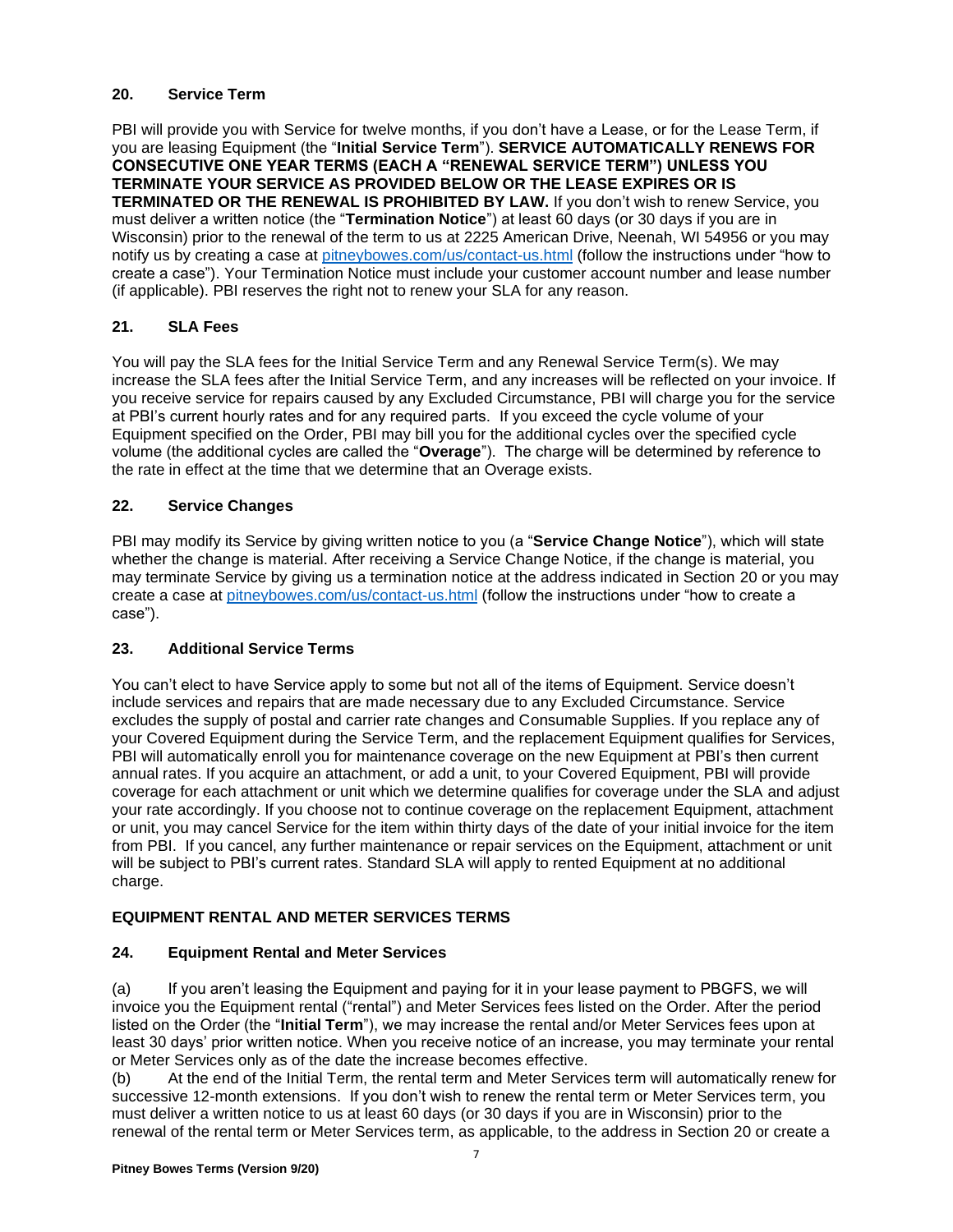### 20. Service Term

PBI will provide you with Service for twelve months, if you don't have a Lease, or for the Lease Term, if you are leasing Equipment (the "**Initial Service Term**"). **SERVICE AUTOMATICALLY RENEWS FOR CONSECUTIVE ONE YEAR TERMS (EACH A "RENEWAL SERVICE TERM") UNLESS YOU TERMINATE YOUR SERVICE AS PROVIDED BELOW OR THE LEASE EXPIRES OR IS TERMINATED OR THE RENEWAL IS PROHIBITED BY LAW.** If you don't wish to renew Service, you must deliver a written notice (the "**Termination Notice**") at least 60 days (or 30 days if you are in Wisconsin) prior to the renewal of the term to us at 2225 American Drive, Neenah, WI 54956 or you may notify us by creating a case at [pitneybowes.com/us/contact-us.html](pitneybowes.com/us/contact-us.html) (follow the instructions under "how to create a case"). Your Termination Notice must include your customer account number and lease number (if applicable). PBI reserves the right not to renew your SLA for any reason.

### 21. SLA Fees

You will pay the SLA fees for the Initial Service Term and any Renewal Service Term(s). We may increase the SLA fees after the Initial Service Term, and any increases will be reflected on your invoice. If you receive service for repairs caused by any Excluded Circumstance, PBI will charge you for the service at PBI's current hourly rates and for any required parts. If you exceed the cycle volume of your Equipment specified on the Order, PBI may bill you for the additional cycles over the specified cycle volume (the additional cycles are called the "**Overage**"). The charge will be determined by reference to the rate in effect at the time that we determine that an Overage exists.

### 22. Service Changes

PBI may modify its Service by giving written notice to you (a "**Service Change Notice**"), which will state whether the change is material. After receiving a Service Change Notice, if the change is material, you may terminate Service by giving us a termination notice at the address indicated in Section 20 or you may create a case at [pitneybowes.com/us/contact-us.html](pitneybowes.com/us/contact-us.html) (follow the instructions under "how to create a case").

### 23. Additional Service Terms

You can't elect to have Service apply to some but not all of the items of Equipment. Service doesn't include services and repairs that are made necessary due to any Excluded Circumstance. Service excludes the supply of postal and carrier rate changes and Consumable Supplies. If you replace any of your Covered Equipment during the Service Term, and the replacement Equipment qualifies for Services, PBI will automatically enroll you for maintenance coverage on the new Equipment at PBI's then current annual rates. If you acquire an attachment, or add a unit, to your Covered Equipment, PBI will provide coverage for each attachment or unit which we determine qualifies for coverage under the SLA and adjust your rate accordingly. If you choose not to continue coverage on the replacement Equipment, attachment or unit, you may cancel Service for the item within thirty days of the date of your initial invoice for the item from PBI. If you cancel, any further maintenance or repair services on the Equipment, attachment or unit will be subject to PBI's current rates. Standard SLA will apply to rented Equipment at no additional charge.

## EQUIPMENT RENTAL AND METER SERVICES TERMS

### 24. Equipment Rental and Meter Services

(a) If you aren't leasing the Equipment and paying for it in your lease payment to PBGFS, we will invoice you the Equipment rental ("rental") and Meter Services fees listed on the Order. After the period listed on the Order (the "**Initial Term**"), we may increase the rental and/or Meter Services fees upon at least 30 days' prior written notice. When you receive notice of an increase, you may terminate your rental or Meter Services only as of the date the increase becomes effective.

(b) At the end of the Initial Term, the rental term and Meter Services term will automatically renew for successive 12-month extensions. If you don't wish to renew the rental term or Meter Services term, you must deliver a written notice to us at least 60 days (or 30 days if you are in Wisconsin) prior to the renewal of the rental term or Meter Services term, as applicable, to the address in Section 20 or create a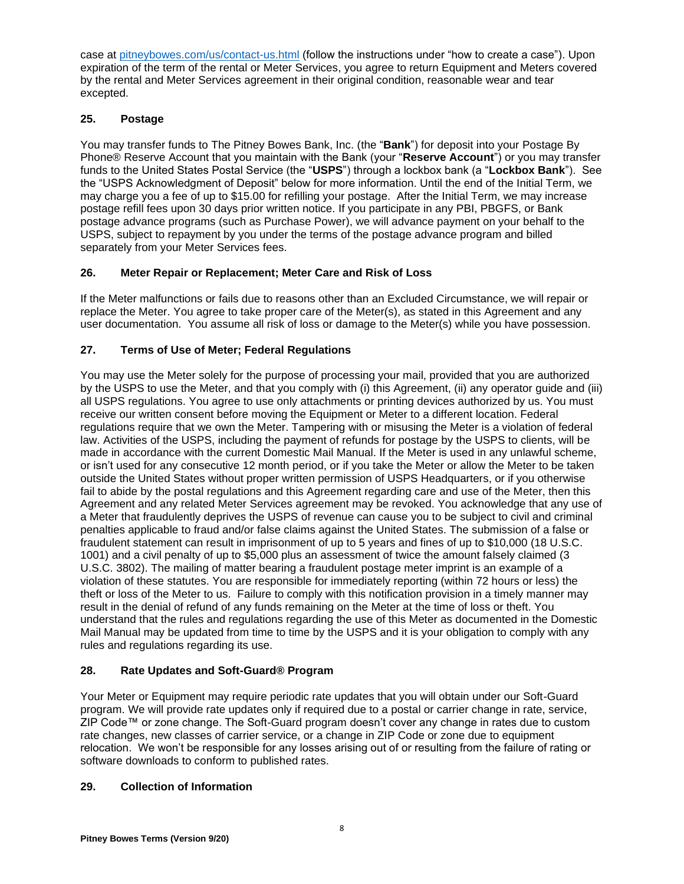case at [pitneybowes.com/us/contact-us.html](pitneybowes.com/us/contact-us.html) (follow the instructions under "how to create a case"). Upon expiration of the term of the rental or Meter Services, you agree to return Equipment and Meters covered by the rental and Meter Services agreement in their original condition, reasonable wear and tear excepted.

## 25. Postage

You may transfer funds to The Pitney Bowes Bank, Inc. (the "**Bank**") for deposit into your Postage By Phone® Reserve Account that you maintain with the Bank (your "**Reserve Account**") or you may transfer funds to the United States Postal Service (the "**USPS**") through a lockbox bank (a "**Lockbox Bank**"). See the "USPS Acknowledgment of Deposit" below for more information. Until the end of the Initial Term, we may charge you a fee of up to $15.00 for refilling your postage. After the Initial Term, we may increase postage refill fees upon 30 days prior written notice. If you participate in any PBI, PBGFS, or Bank postage advance programs (such as Purchase Power), we will advance payment on your behalf to the USPS, subject to repayment by you under the terms of the postage advance program and billed separately from your Meter Services fees.

## 26. Meter Repair or Replacement; Meter Care and Risk of Loss

If the Meter malfunctions or fails due to reasons other than an Excluded Circumstance, we will repair or replace the Meter. You agree to take proper care of the Meter(s), as stated in this Agreement and any user documentation. You assume all risk of loss or damage to the Meter(s) while you have possession.

## 27. Terms of Use of Meter; Federal Regulations

You may use the Meter solely for the purpose of processing your mail, provided that you are authorized by the USPS to use the Meter, and that you comply with (i) this Agreement, (ii) any operator guide and (iii) all USPS regulations. You agree to use only attachments or printing devices authorized by us. You must receive our written consent before moving the Equipment or Meter to a different location. Federal regulations require that we own the Meter. Tampering with or misusing the Meter is a violation of federal law. Activities of the USPS, including the payment of refunds for postage by the USPS to clients, will be made in accordance with the current Domestic Mail Manual. If the Meter is used in any unlawful scheme, or isn't used for any consecutive 12 month period, or if you take the Meter or allow the Meter to be taken outside the United States without proper written permission of USPS Headquarters, or if you otherwise fail to abide by the postal regulations and this Agreement regarding care and use of the Meter, then this Agreement and any related Meter Services agreement may be revoked. You acknowledge that any use of a Meter that fraudulently deprives the USPS of revenue can cause you to be subject to civil and criminal penalties applicable to fraud and/or false claims against the United States. The submission of a false or fraudulent statement can result in imprisonment of up to 5 years and fines of up to $10,000 (18 U.S.C. 1001) and a civil penalty of up to $5,000 plus an assessment of twice the amount falsely claimed (3 U.S.C. 3802). The mailing of matter bearing a fraudulent postage meter imprint is an example of a violation of these statutes. You are responsible for immediately reporting (within 72 hours or less) the theft or loss of the Meter to us. Failure to comply with this notification provision in a timely manner may result in the denial of refund of any funds remaining on the Meter at the time of loss or theft. You understand that the rules and regulations regarding the use of this Meter as documented in the Domestic Mail Manual may be updated from time to time by the USPS and it is your obligation to comply with any rules and regulations regarding its use.

## 28. Rate Updates and Soft-Guard® Program

Your Meter or Equipment may require periodic rate updates that you will obtain under our Soft-Guard program. We will provide rate updates only if required due to a postal or carrier change in rate, service, ZIP Code™ or zone change. The Soft-Guard program doesn't cover any change in rates due to custom rate changes, new classes of carrier service, or a change in ZIP Code or zone due to equipment relocation. We won't be responsible for any losses arising out of or resulting from the failure of rating or software downloads to conform to published rates.

## 29. Collection of Information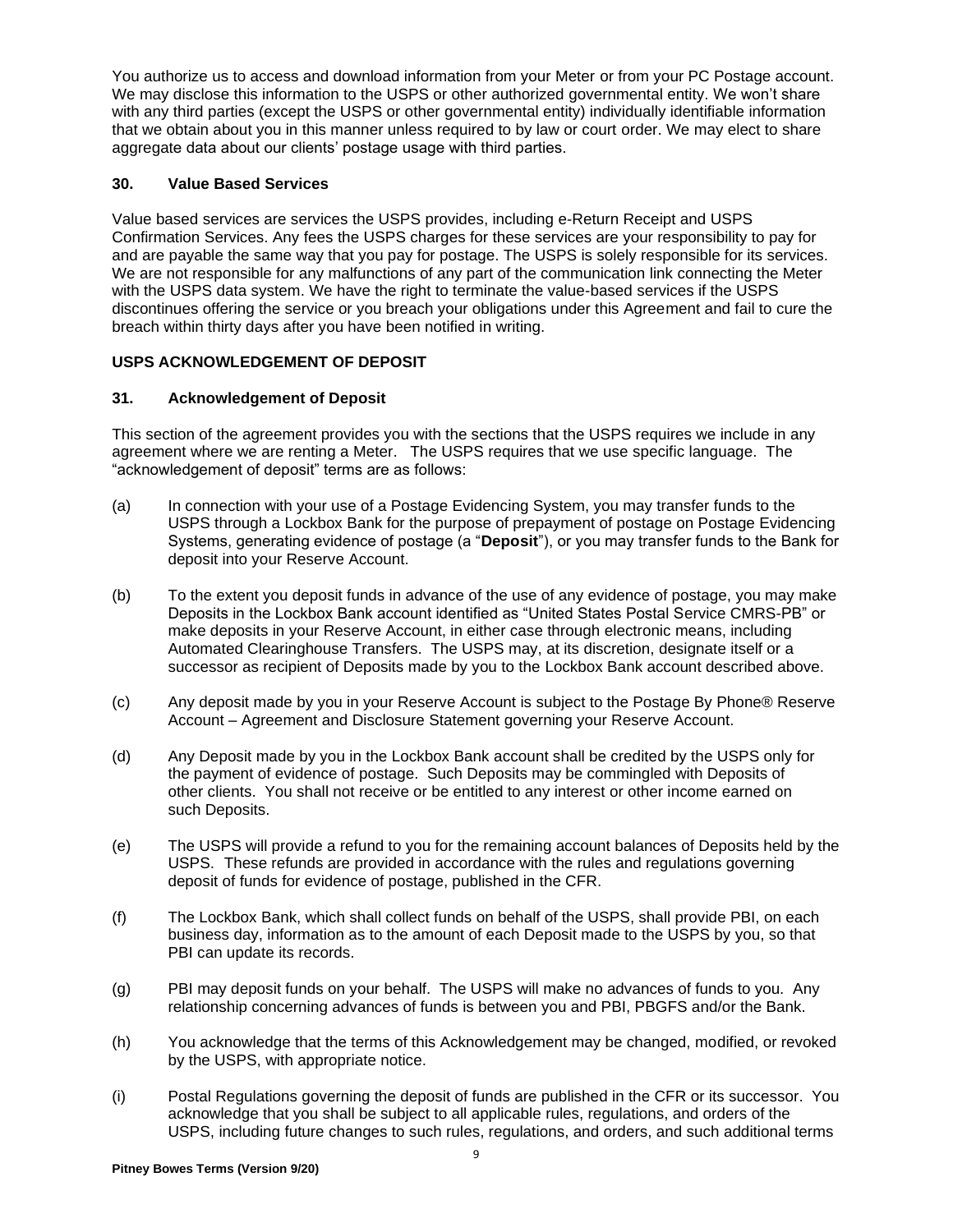You authorize us to access and download information from your Meter or from your PC Postage account. We may disclose this information to the USPS or other authorized governmental entity. We won't share with any third parties (except the USPS or other governmental entity) individually identifiable information that we obtain about you in this manner unless required to by law or court order. We may elect to share aggregate data about our clients' postage usage with third parties.

### 30. Value Based Services

Value based services are services the USPS provides, including e-Return Receipt and USPS Confirmation Services. Any fees the USPS charges for these services are your responsibility to pay for and are payable the same way that you pay for postage. The USPS is solely responsible for its services. We are not responsible for any malfunctions of any part of the communication link connecting the Meter with the USPS data system. We have the right to terminate the value-based services if the USPS discontinues offering the service or you breach your obligations under this Agreement and fail to cure the breach within thirty days after you have been notified in writing.

## USPS ACKNOWLEDGEMENT OF DEPOSIT

### 31. Acknowledgement of Deposit

This section of the agreement provides you with the sections that the USPS requires we include in any agreement where we are renting a Meter. The USPS requires that we use specific language. The "acknowledgement of deposit" terms are as follows:

(a) In connection with your use of a Postage Evidencing System, you may transfer funds to the USPS through a Lockbox Bank for the purpose of prepayment of postage on Postage Evidencing Systems, generating evidence of postage (a "**Deposit**"), or you may transfer funds to the Bank for deposit into your Reserve Account.

(b) To the extent you deposit funds in advance of the use of any evidence of postage, you may make Deposits in the Lockbox Bank account identified as "United States Postal Service CMRS-PB" or make deposits in your Reserve Account, in either case through electronic means, including Automated Clearinghouse Transfers. The USPS may, at its discretion, designate itself or a successor as recipient of Deposits made by you to the Lockbox Bank account described above.

(c) Any deposit made by you in your Reserve Account is subject to the Postage By Phone® Reserve Account – Agreement and Disclosure Statement governing your Reserve Account.

(d) Any Deposit made by you in the Lockbox Bank account shall be credited by the USPS only for the payment of evidence of postage. Such Deposits may be commingled with Deposits of other clients. You shall not receive or be entitled to any interest or other income earned on such Deposits.

(e) The USPS will provide a refund to you for the remaining account balances of Deposits held by the USPS. These refunds are provided in accordance with the rules and regulations governing deposit of funds for evidence of postage, published in the CFR.

(f) The Lockbox Bank, which shall collect funds on behalf of the USPS, shall provide PBI, on each business day, information as to the amount of each Deposit made to the USPS by you, so that PBI can update its records.

(g) PBI may deposit funds on your behalf. The USPS will make no advances of funds to you. Any relationship concerning advances of funds is between you and PBI, PBGFS and/or the Bank.

(h) You acknowledge that the terms of this Acknowledgement may be changed, modified, or revoked by the USPS, with appropriate notice.

(i) Postal Regulations governing the deposit of funds are published in the CFR or its successor. You acknowledge that you shall be subject to all applicable rules, regulations, and orders of the USPS, including future changes to such rules, regulations, and orders, and such additional terms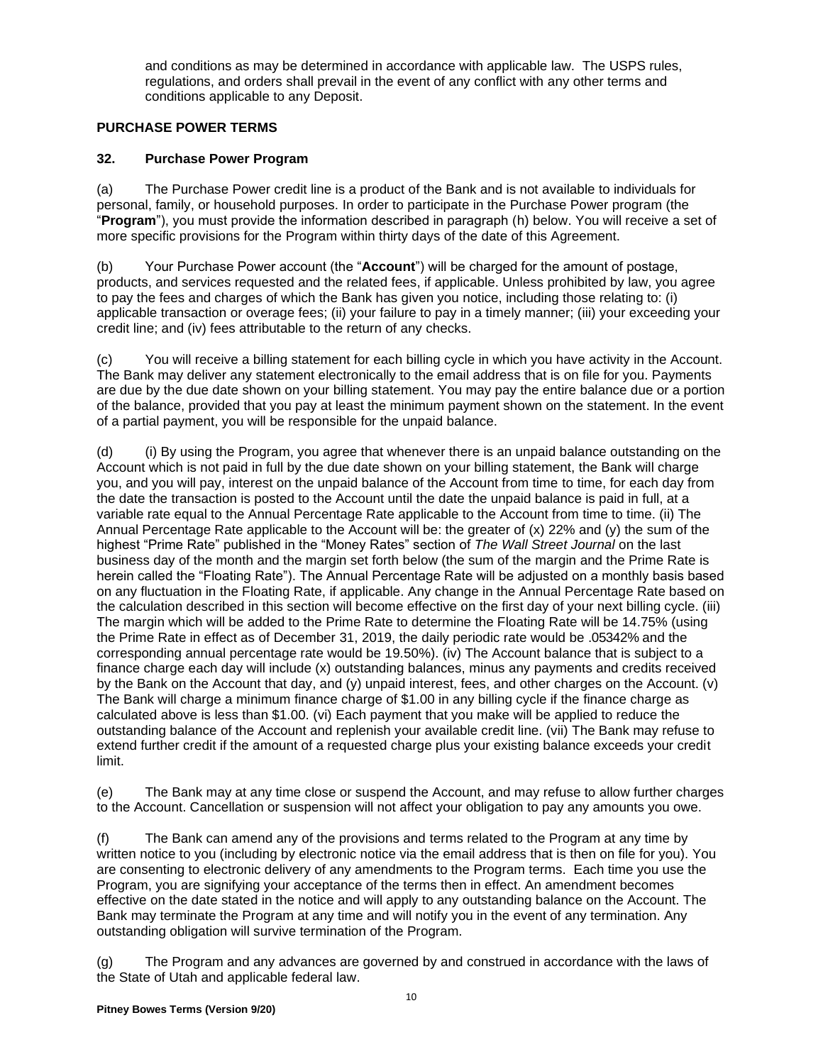and conditions as may be determined in accordance with applicable law. The USPS rules, regulations, and orders shall prevail in the event of any conflict with any other terms and conditions applicable to any Deposit.

## PURCHASE POWER TERMS

### 32. Purchase Power Program

(a) The Purchase Power credit line is a product of the Bank and is not available to individuals for personal, family, or household purposes. In order to participate in the Purchase Power program (the "**Program**"), you must provide the information described in paragraph (h) below. You will receive a set of more specific provisions for the Program within thirty days of the date of this Agreement.

(b) Your Purchase Power account (the "**Account**") will be charged for the amount of postage, products, and services requested and the related fees, if applicable. Unless prohibited by law, you agree to pay the fees and charges of which the Bank has given you notice, including those relating to: (i) applicable transaction or overage fees; (ii) your failure to pay in a timely manner; (iii) your exceeding your credit line; and (iv) fees attributable to the return of any checks.

(c) You will receive a billing statement for each billing cycle in which you have activity in the Account. The Bank may deliver any statement electronically to the email address that is on file for you. Payments are due by the due date shown on your billing statement. You may pay the entire balance due or a portion of the balance, provided that you pay at least the minimum payment shown on the statement. In the event of a partial payment, you will be responsible for the unpaid balance.

(d) (i) By using the Program, you agree that whenever there is an unpaid balance outstanding on the Account which is not paid in full by the due date shown on your billing statement, the Bank will charge you, and you will pay, interest on the unpaid balance of the Account from time to time, for each day from the date the transaction is posted to the Account until the date the unpaid balance is paid in full, at a variable rate equal to the Annual Percentage Rate applicable to the Account from time to time. (ii) The Annual Percentage Rate applicable to the Account will be: the greater of (x) 22% and (y) the sum of the highest "Prime Rate" published in the "Money Rates" section of *The Wall Street Journal* on the last business day of the month and the margin set forth below (the sum of the margin and the Prime Rate is herein called the "Floating Rate"). The Annual Percentage Rate will be adjusted on a monthly basis based on any fluctuation in the Floating Rate, if applicable. Any change in the Annual Percentage Rate based on the calculation described in this section will become effective on the first day of your next billing cycle. (iii) The margin which will be added to the Prime Rate to determine the Floating Rate will be 14.75% (using the Prime Rate in effect as of December 31, 2019, the daily periodic rate would be .05342% and the corresponding annual percentage rate would be 19.50%). (iv) The Account balance that is subject to a finance charge each day will include (x) outstanding balances, minus any payments and credits received by the Bank on the Account that day, and (y) unpaid interest, fees, and other charges on the Account. (v) The Bank will charge a minimum finance charge of $1.00 in any billing cycle if the finance charge as calculated above is less than $1.00. (vi) Each payment that you make will be applied to reduce the outstanding balance of the Account and replenish your available credit line. (vii) The Bank may refuse to extend further credit if the amount of a requested charge plus your existing balance exceeds your credit limit.

(e) The Bank may at any time close or suspend the Account, and may refuse to allow further charges to the Account. Cancellation or suspension will not affect your obligation to pay any amounts you owe.

(f) The Bank can amend any of the provisions and terms related to the Program at any time by written notice to you (including by electronic notice via the email address that is then on file for you). You are consenting to electronic delivery of any amendments to the Program terms. Each time you use the Program, you are signifying your acceptance of the terms then in effect. An amendment becomes effective on the date stated in the notice and will apply to any outstanding balance on the Account. The Bank may terminate the Program at any time and will notify you in the event of any termination. Any outstanding obligation will survive termination of the Program.

(g) The Program and any advances are governed by and construed in accordance with the laws of the State of Utah and applicable federal law.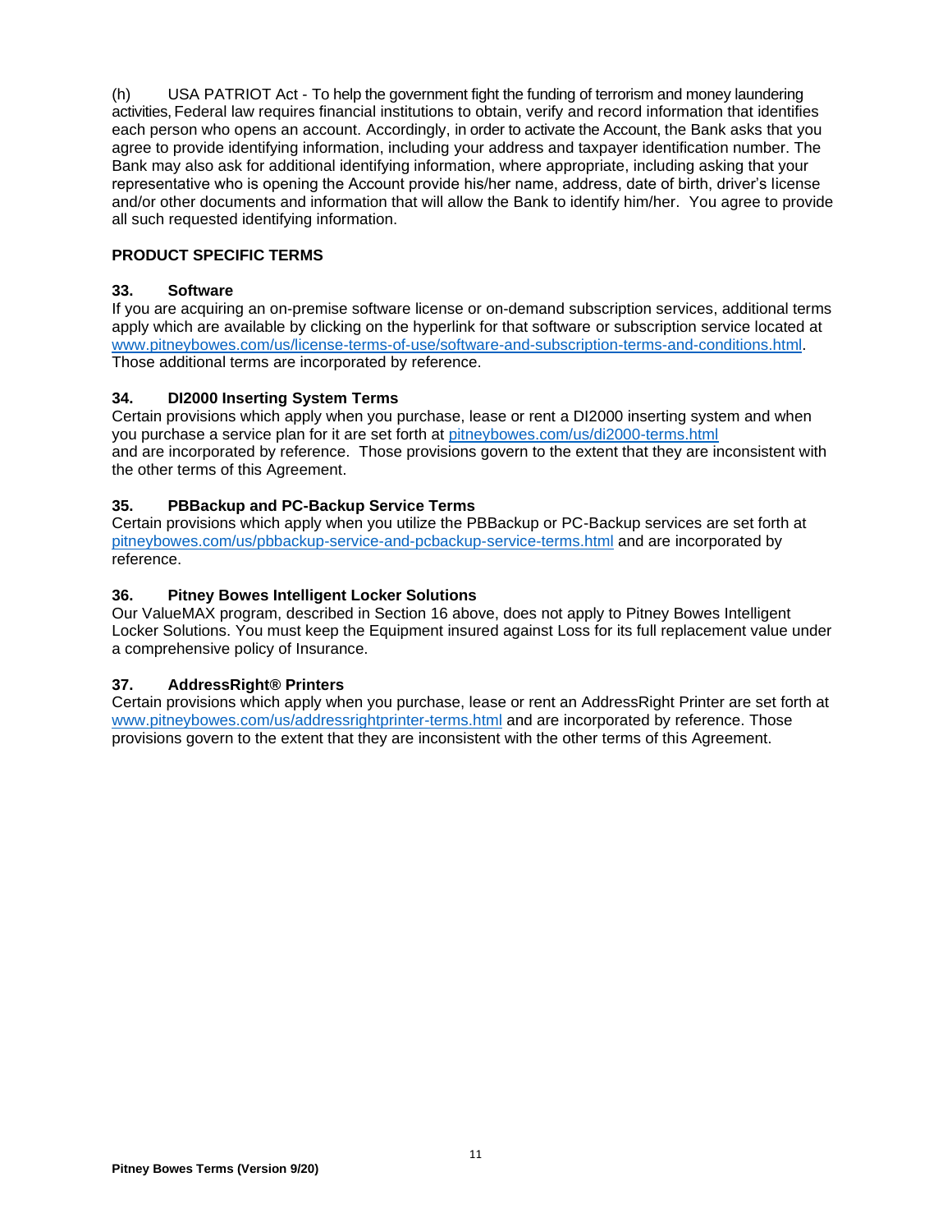(h) USA PATRIOT Act - To help the government fight the funding of terrorism and money laundering activities, Federal law requires financial institutions to obtain, verify and record information that identifies each person who opens an account. Accordingly, in order to activate the Account, the Bank asks that you agree to provide identifying information, including your address and taxpayer identification number. The Bank may also ask for additional identifying information, where appropriate, including asking that your representative who is opening the Account provide his/her name, address, date of birth, driver's license and/or other documents and information that will allow the Bank to identify him/her. You agree to provide all such requested identifying information.

## PRODUCT SPECIFIC TERMS

### 33. Software

If you are acquiring an on-premise software license or on-demand subscription services, additional terms apply which are available by clicking on the hyperlink for that software or subscription service located at www.pitneybowes.com/us/license-terms-of-use/software-and-subscription-terms-and-conditions.html. Those additional terms are incorporated by reference.

### 34. DI2000 Inserting System Terms

Certain provisions which apply when you purchase, lease or rent a DI2000 inserting system and when you purchase a service plan for it are set forth at pitneybowes.com/us/di2000-terms.html and are incorporated by reference. Those provisions govern to the extent that they are inconsistent with the other terms of this Agreement.

### 35. PBBackup and PC-Backup Service Terms

Certain provisions which apply when you utilize the PBBackup or PC-Backup services are set forth at pitneybowes.com/us/pbbackup-service-and-pcbackup-service-terms.html and are incorporated by reference.

### 36. Pitney Bowes Intelligent Locker Solutions

Our ValueMAX program, described in Section 16 above, does not apply to Pitney Bowes Intelligent Locker Solutions. You must keep the Equipment insured against Loss for its full replacement value under a comprehensive policy of Insurance.

### 37. AddressRight® Printers

Certain provisions which apply when you purchase, lease or rent an AddressRight Printer are set forth at www.pitneybowes.com/us/addressrightprinter-terms.html and are incorporated by reference. Those provisions govern to the extent that they are inconsistent with the other terms of this Agreement.